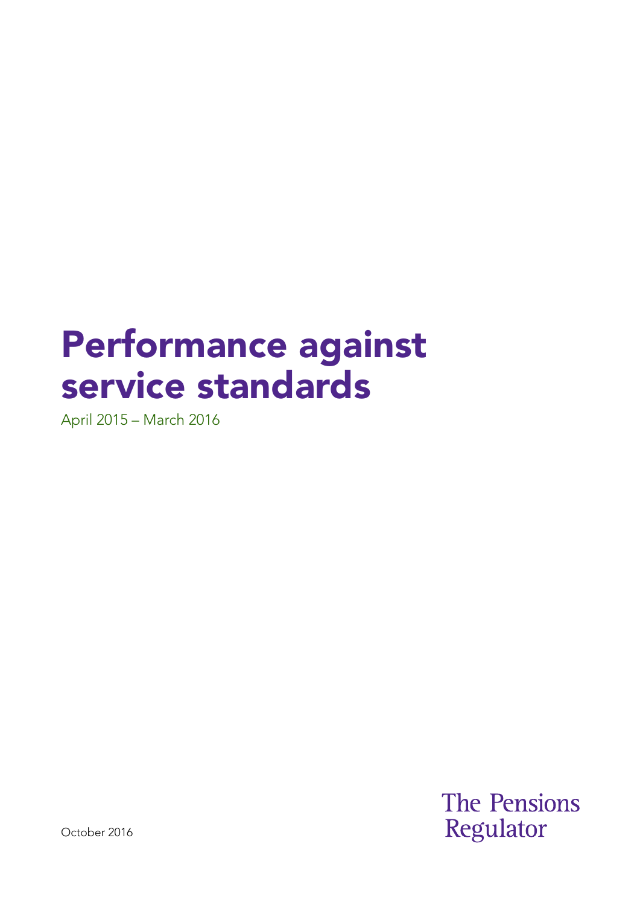# Performance against service standards

April 2015 – March 2016

October 2016

The Pensions Regulator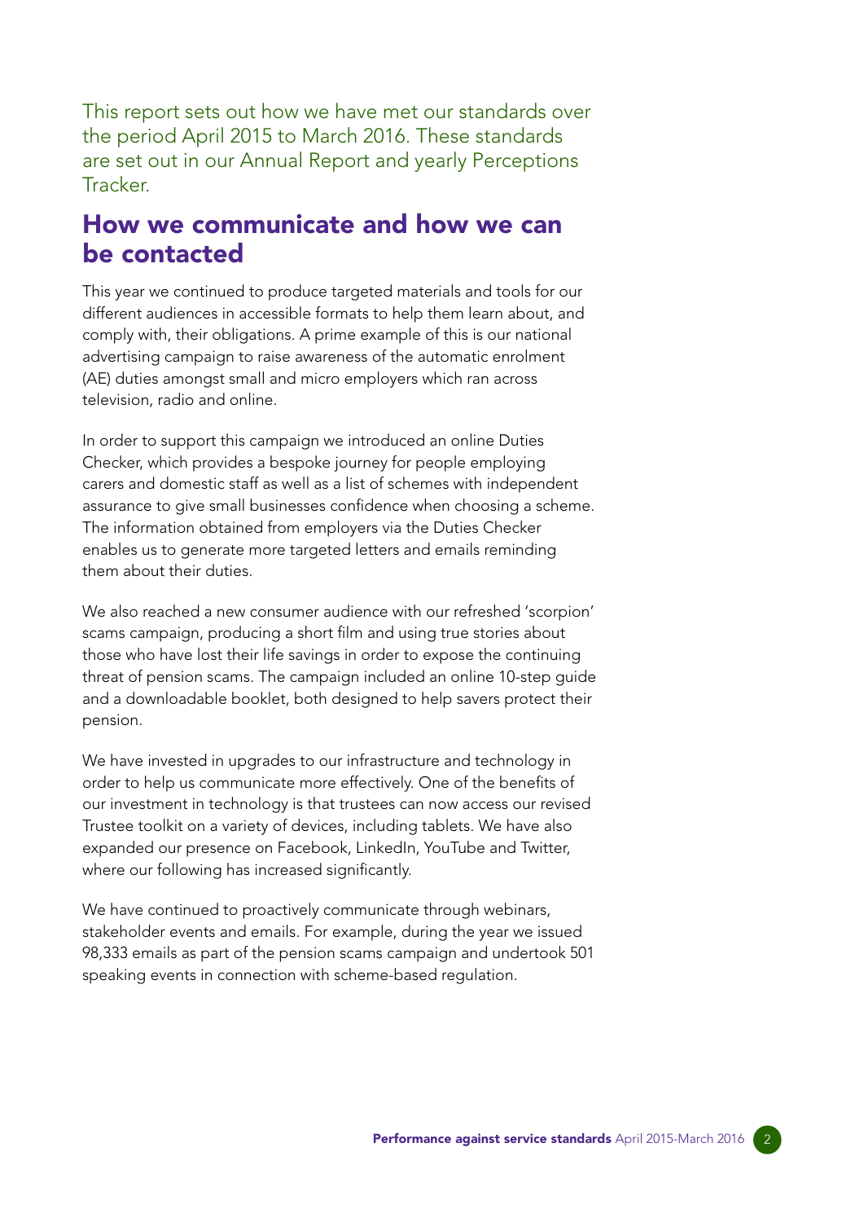This report sets out how we have met our standards over the period April 2015 to March 2016. These standards are set out in our Annual Report and yearly Perceptions Tracker.

## How we communicate and how we can be contacted

This year we continued to produce targeted materials and tools for our different audiences in accessible formats to help them learn about, and comply with, their obligations. A prime example of this is our national advertising campaign to raise awareness of the automatic enrolment (AE) duties amongst small and micro employers which ran across television, radio and online.

In order to support this campaign we introduced an online Duties Checker, which provides a bespoke journey for people employing carers and domestic staff as well as a list of schemes with independent assurance to give small businesses confidence when choosing a scheme. The information obtained from employers via the Duties Checker enables us to generate more targeted letters and emails reminding them about their duties.

We also reached a new consumer audience with our refreshed 'scorpion' scams campaign, producing a short film and using true stories about those who have lost their life savings in order to expose the continuing threat of pension scams. The campaign included an online 10-step guide and a downloadable booklet, both designed to help savers protect their pension.

We have invested in upgrades to our infrastructure and technology in order to help us communicate more effectively. One of the benefits of our investment in technology is that trustees can now access our revised Trustee toolkit on a variety of devices, including tablets. We have also expanded our presence on Facebook, LinkedIn, YouTube and Twitter, where our following has increased significantly.

We have continued to proactively communicate through webinars, stakeholder events and emails. For example, during the year we issued 98,333 emails as part of the pension scams campaign and undertook 501 speaking events in connection with scheme-based regulation.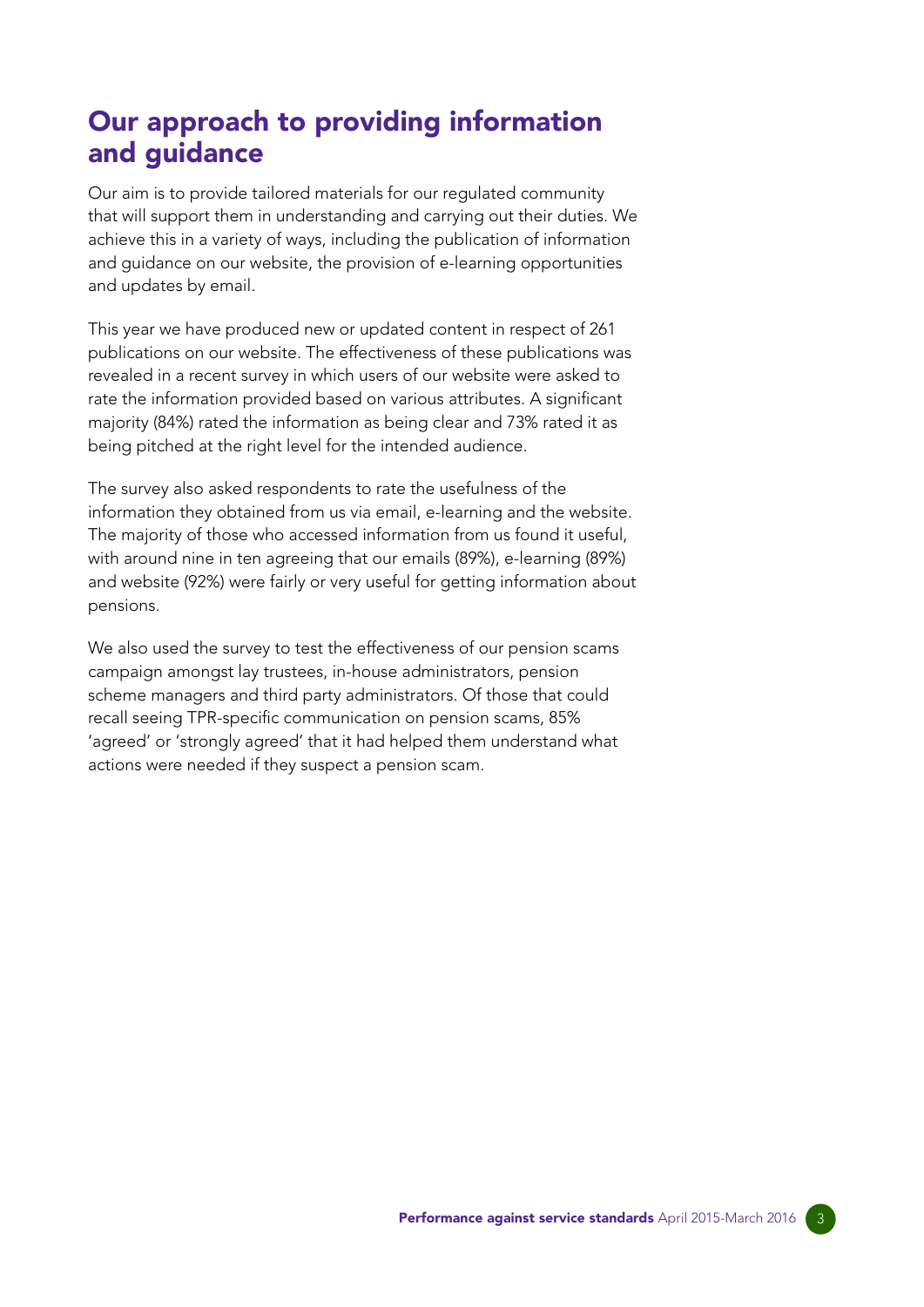# Our approach to providing information and guidance

Our aim is to provide tailored materials for our regulated community that will support them in understanding and carrying out their duties. We achieve this in a variety of ways, including the publication of information and guidance on our website, the provision of e-learning opportunities and updates by email.

This year we have produced new or updated content in respect of 261 publications on our website. The effectiveness of these publications was revealed in a recent survey in which users of our website were asked to rate the information provided based on various attributes. A significant majority (84%) rated the information as being clear and 73% rated it as being pitched at the right level for the intended audience.

The survey also asked respondents to rate the usefulness of the information they obtained from us via email, e-learning and the website. The majority of those who accessed information from us found it useful, with around nine in ten agreeing that our emails (89%), e-learning (89%) and website (92%) were fairly or very useful for getting information about pensions.

We also used the survey to test the effectiveness of our pension scams campaign amongst lay trustees, in-house administrators, pension scheme managers and third party administrators. Of those that could recall seeing TPR-specific communication on pension scams, 85% 'agreed' or 'strongly agreed' that it had helped them understand what actions were needed if they suspect a pension scam.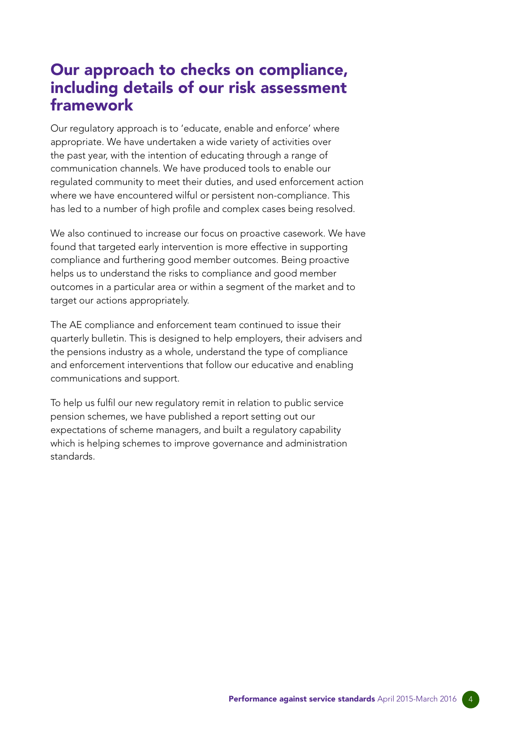# Our approach to checks on compliance, including details of our risk assessment framework

Our regulatory approach is to 'educate, enable and enforce' where appropriate. We have undertaken a wide variety of activities over the past year, with the intention of educating through a range of communication channels. We have produced tools to enable our regulated community to meet their duties, and used enforcement action where we have encountered wilful or persistent non-compliance. This has led to a number of high profile and complex cases being resolved.

We also continued to increase our focus on proactive casework. We have found that targeted early intervention is more effective in supporting compliance and furthering good member outcomes. Being proactive helps us to understand the risks to compliance and good member outcomes in a particular area or within a segment of the market and to target our actions appropriately.

The AE compliance and enforcement team continued to issue their quarterly bulletin. This is designed to help employers, their advisers and the pensions industry as a whole, understand the type of compliance and enforcement interventions that follow our educative and enabling communications and support.

To help us fulfil our new regulatory remit in relation to public service pension schemes, we have published a report setting out our expectations of scheme managers, and built a regulatory capability which is helping schemes to improve governance and administration standards.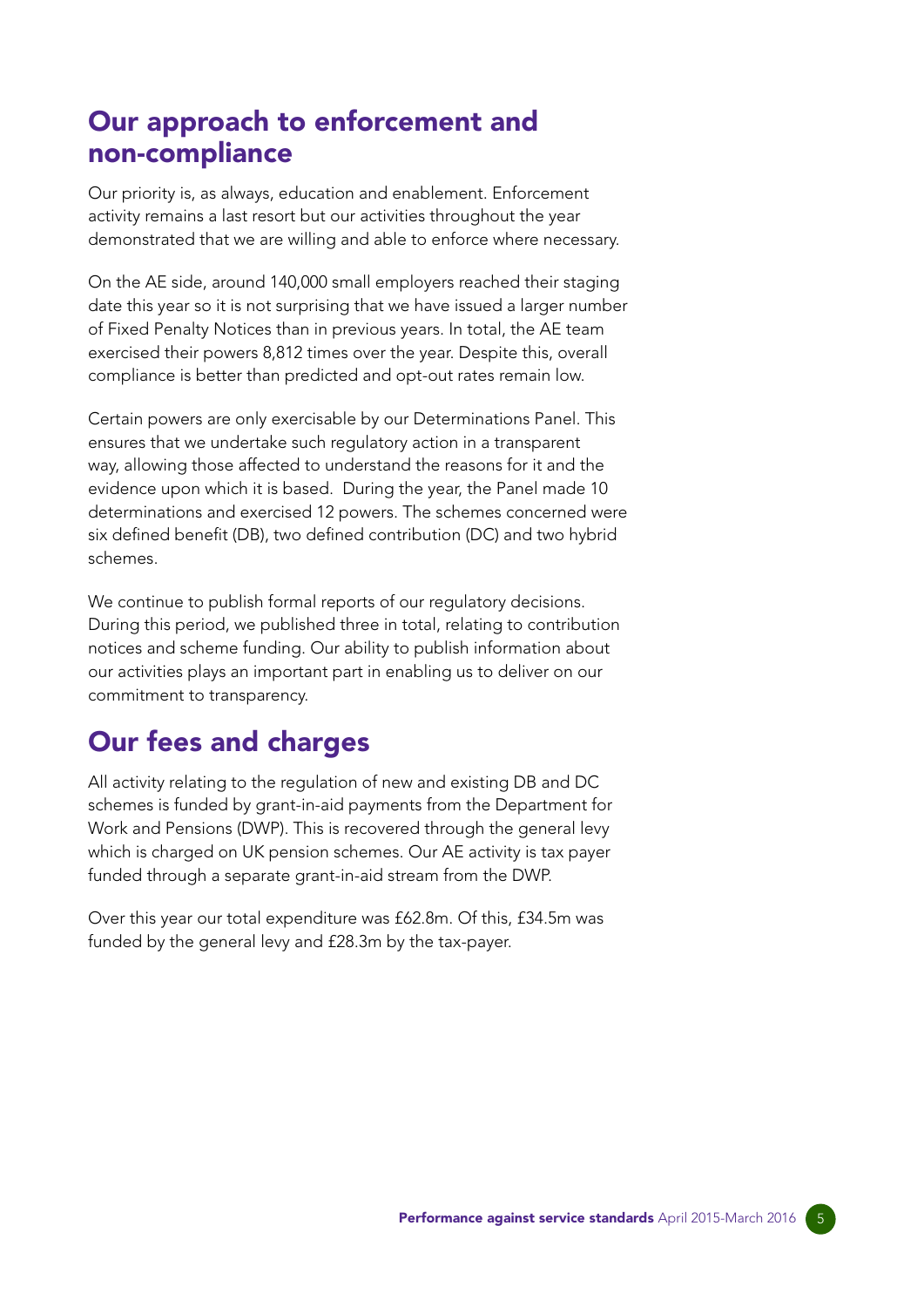## Our approach to enforcement and non-compliance

Our priority is, as always, education and enablement. Enforcement activity remains a last resort but our activities throughout the year demonstrated that we are willing and able to enforce where necessary.

On the AE side, around 140,000 small employers reached their staging date this year so it is not surprising that we have issued a larger number of Fixed Penalty Notices than in previous years. In total, the AE team exercised their powers 8,812 times over the year. Despite this, overall compliance is better than predicted and opt-out rates remain low.

Certain powers are only exercisable by our Determinations Panel. This ensures that we undertake such regulatory action in a transparent way, allowing those affected to understand the reasons for it and the evidence upon which it is based. During the year, the Panel made 10 determinations and exercised 12 powers. The schemes concerned were six defined benefit (DB), two defined contribution (DC) and two hybrid schemes.

We continue to publish formal reports of our regulatory decisions. During this period, we published three in total, relating to contribution notices and scheme funding. Our ability to publish information about our activities plays an important part in enabling us to deliver on our commitment to transparency.

## Our fees and charges

All activity relating to the regulation of new and existing DB and DC schemes is funded by grant-in-aid payments from the Department for Work and Pensions (DWP). This is recovered through the general levy which is charged on UK pension schemes. Our AE activity is tax payer funded through a separate grant-in-aid stream from the DWP.

Over this year our total expenditure was £62.8m. Of this, £34.5m was funded by the general levy and £28.3m by the tax-payer.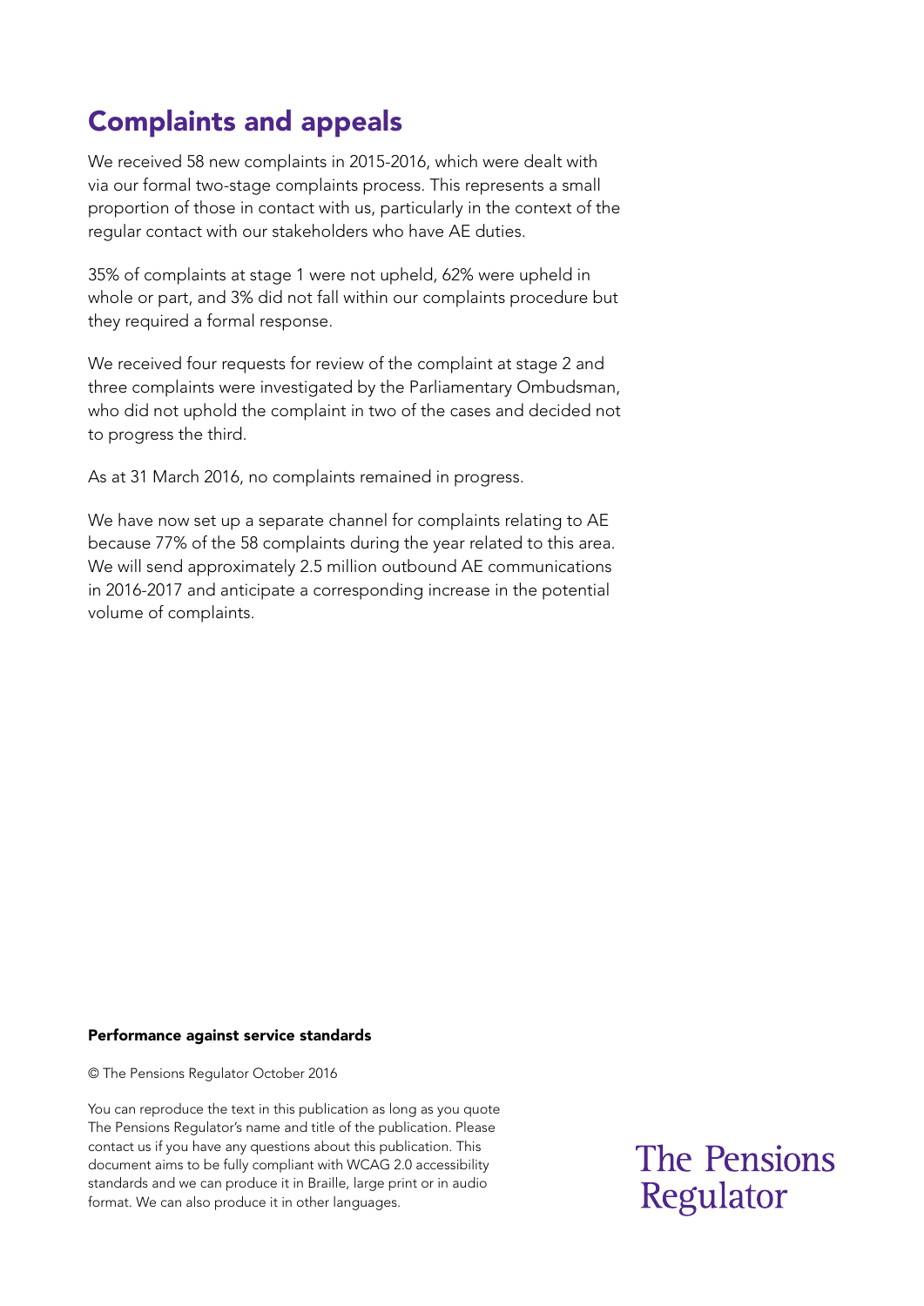## Complaints and appeals

We received 58 new complaints in 2015-2016, which were dealt with via our formal two-stage complaints process. This represents a small proportion of those in contact with us, particularly in the context of the regular contact with our stakeholders who have AE duties.

35% of complaints at stage 1 were not upheld, 62% were upheld in whole or part, and 3% did not fall within our complaints procedure but they required a formal response.

We received four requests for review of the complaint at stage 2 and three complaints were investigated by the Parliamentary Ombudsman, who did not uphold the complaint in two of the cases and decided not to progress the third.

As at 31 March 2016, no complaints remained in progress.

We have now set up a separate channel for complaints relating to AE because 77% of the 58 complaints during the year related to this area. We will send approximately 2.5 million outbound AE communications in 2016-2017 and anticipate a corresponding increase in the potential volume of complaints.

**Performance against service standards**

© The Pensions Regulator October 2016

You can reproduce the text in this publication as long as you quote The Pensions Regulator's name and title of the publication. Please contact us if you have any questions about this publication. This document aims to be fully compliant with WCAG 2.0 accessibility standards and we can produce it in Braille, large print or in audio format. We can also produce it in other languages.

The Pensions Regulator